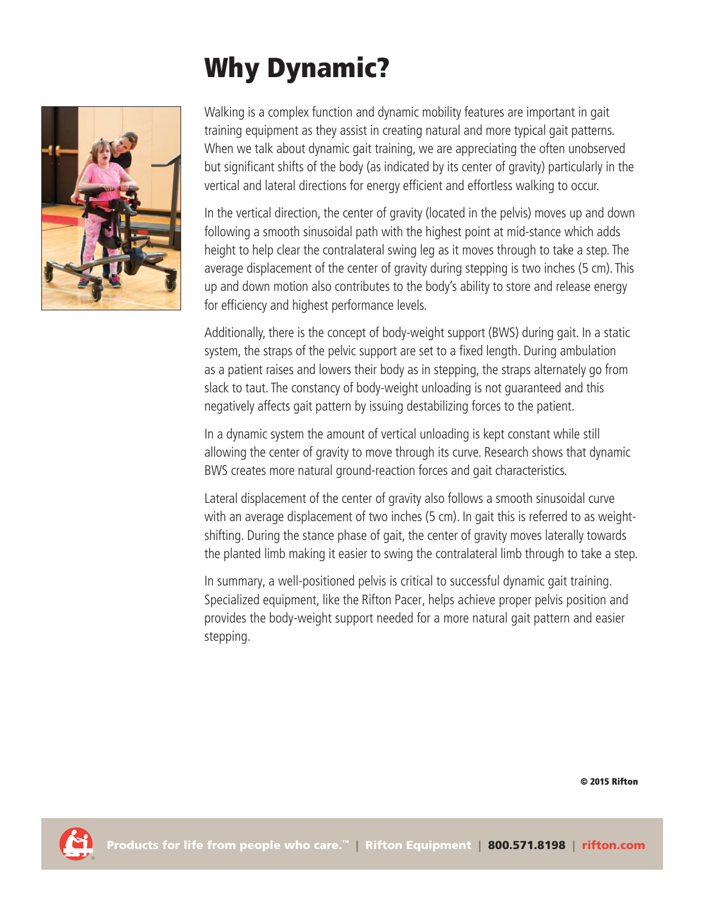# Why Dynamic?

Walking is a complex function and dynamic mobility features are important in gait training equipment as they assist in creating natural and more typical gait patterns. When we talk about dynamic gait training, we are appreciating the often unobserved but significant shifts of the body (as indicated by its center of gravity) particularly in the vertical and lateral directions for energy efficient and effortless walking to occur.

In the vertical direction, the center of gravity (located in the pelvis) moves up and down following a smooth sinusoidal path with the highest point at mid-stance which adds height to help clear the contralateral swing leg as it moves through to take a step. The average displacement of the center of gravity during stepping is two inches (5 cm). This up and down motion also contributes to the body's ability to store and release energy for efficiency and highest performance levels.

Additionally, there is the concept of body-weight support (BWS) during gait. In a static system, the straps of the pelvic support are set to a fixed length. During ambulation as a patient raises and lowers their body as in stepping, the straps alternately go from slack to taut. The constancy of body-weight unloading is not guaranteed and this negatively affects gait pattern by issuing destabilizing forces to the patient.

In a dynamic system the amount of vertical unloading is kept constant while still allowing the center of gravity to move through its curve. Research shows that dynamic BWS creates more natural ground-reaction forces and gait characteristics.

Lateral displacement of the center of gravity also follows a smooth sinusoidal curve with an average displacement of two inches (5 cm). In gait this is referred to as weight-shifting. During the stance phase of gait, the center of gravity moves laterally towards the planted limb making it easier to swing the contralateral limb through to take a step.

In summary, a well-positioned pelvis is critical to successful dynamic gait training. Specialized equipment, like the Rifton Pacer, helps achieve proper pelvis position and provides the body-weight support needed for a more natural gait pattern and easier stepping.

© 2015 Rifton

Products for life from people who care.™ | Rifton Equipment | 800.571.8198 | rifton.com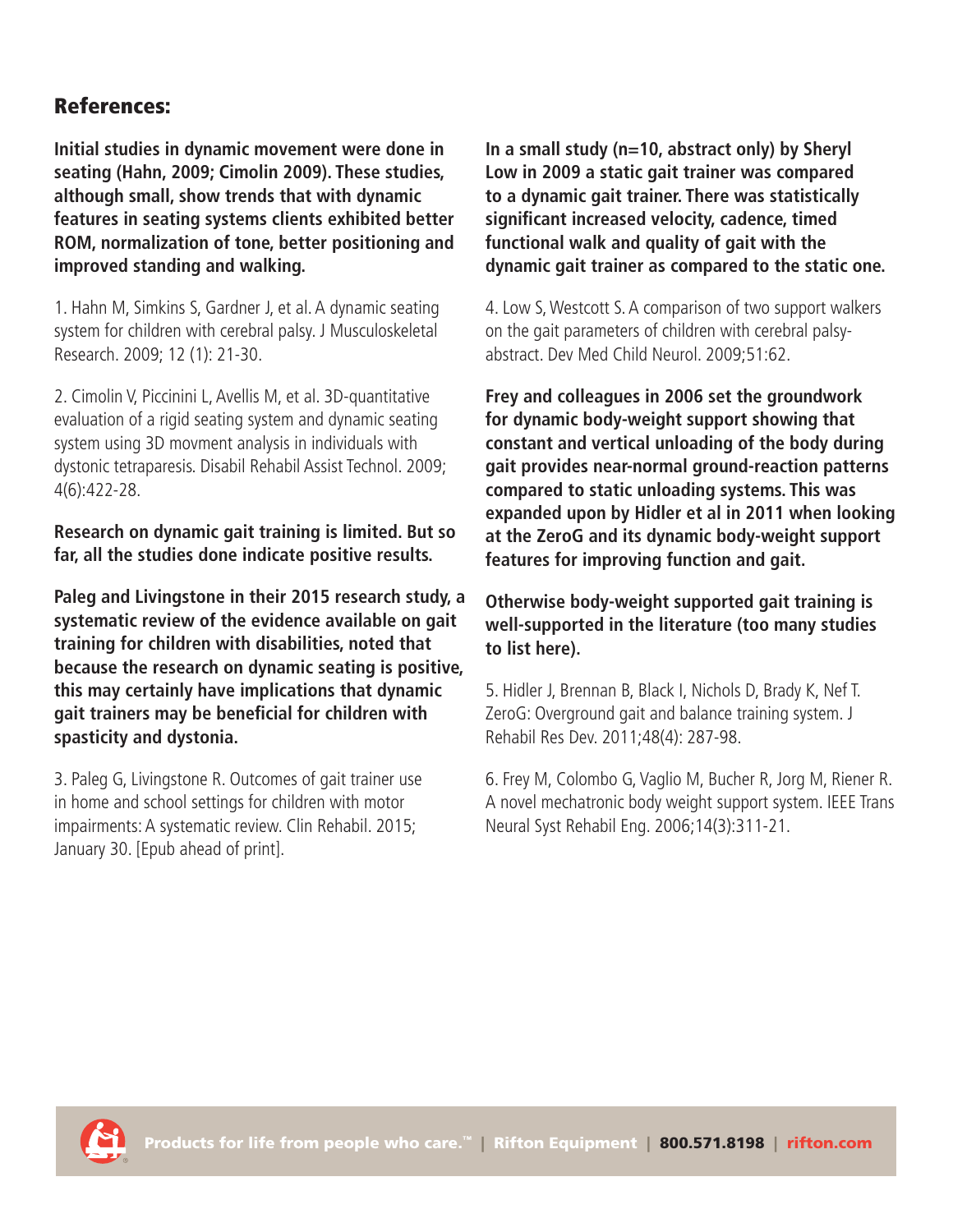## References:

**Initial studies in dynamic movement were done in seating (Hahn, 2009; Cimolin 2009). These studies, although small, show trends that with dynamic features in seating systems clients exhibited better ROM, normalization of tone, better positioning and improved standing and walking.**

1. Hahn M, Simkins S, Gardner J, et al. A dynamic seating system for children with cerebral palsy. J Musculoskeletal Research. 2009; 12 (1): 21-30.

2. Cimolin V, Piccinini L, Avellis M, et al. 3D-quantitative evaluation of a rigid seating system and dynamic seating system using 3D movment analysis in individuals with dystonic tetraparesis. Disabil Rehabil Assist Technol. 2009; 4(6):422-28.

**Research on dynamic gait training is limited. But so far, all the studies done indicate positive results.**

**Paleg and Livingstone in their 2015 research study, a systematic review of the evidence available on gait training for children with disabilities, noted that because the research on dynamic seating is positive, this may certainly have implications that dynamic gait trainers may be beneficial for children with spasticity and dystonia.**

3. Paleg G, Livingstone R. Outcomes of gait trainer use in home and school settings for children with motor impairments: A systematic review. Clin Rehabil. 2015; January 30. [Epub ahead of print].

**In a small study (n=10, abstract only) by Sheryl Low in 2009 a static gait trainer was compared to a dynamic gait trainer. There was statistically significant increased velocity, cadence, timed functional walk and quality of gait with the dynamic gait trainer as compared to the static one.**

4. Low S, Westcott S. A comparison of two support walkers on the gait parameters of children with cerebral palsy- abstract. Dev Med Child Neurol. 2009;51:62.

**Frey and colleagues in 2006 set the groundwork for dynamic body-weight support showing that constant and vertical unloading of the body during gait provides near-normal ground-reaction patterns compared to static unloading systems. This was expanded upon by Hidler et al in 2011 when looking at the ZeroG and its dynamic body-weight support features for improving function and gait.**

**Otherwise body-weight supported gait training is well-supported in the literature (too many studies to list here).**

5. Hidler J, Brennan B, Black I, Nichols D, Brady K, Nef T. ZeroG: Overground gait and balance training system. J Rehabil Res Dev. 2011;48(4): 287-98.

6. Frey M, Colombo G, Vaglio M, Bucher R, Jorg M, Riener R. A novel mechatronic body weight support system. IEEE Trans Neural Syst Rehabil Eng. 2006;14(3):311-21.

Products for life from people who care.™ | Rifton Equipment | 800.571.8198 | rifton.com